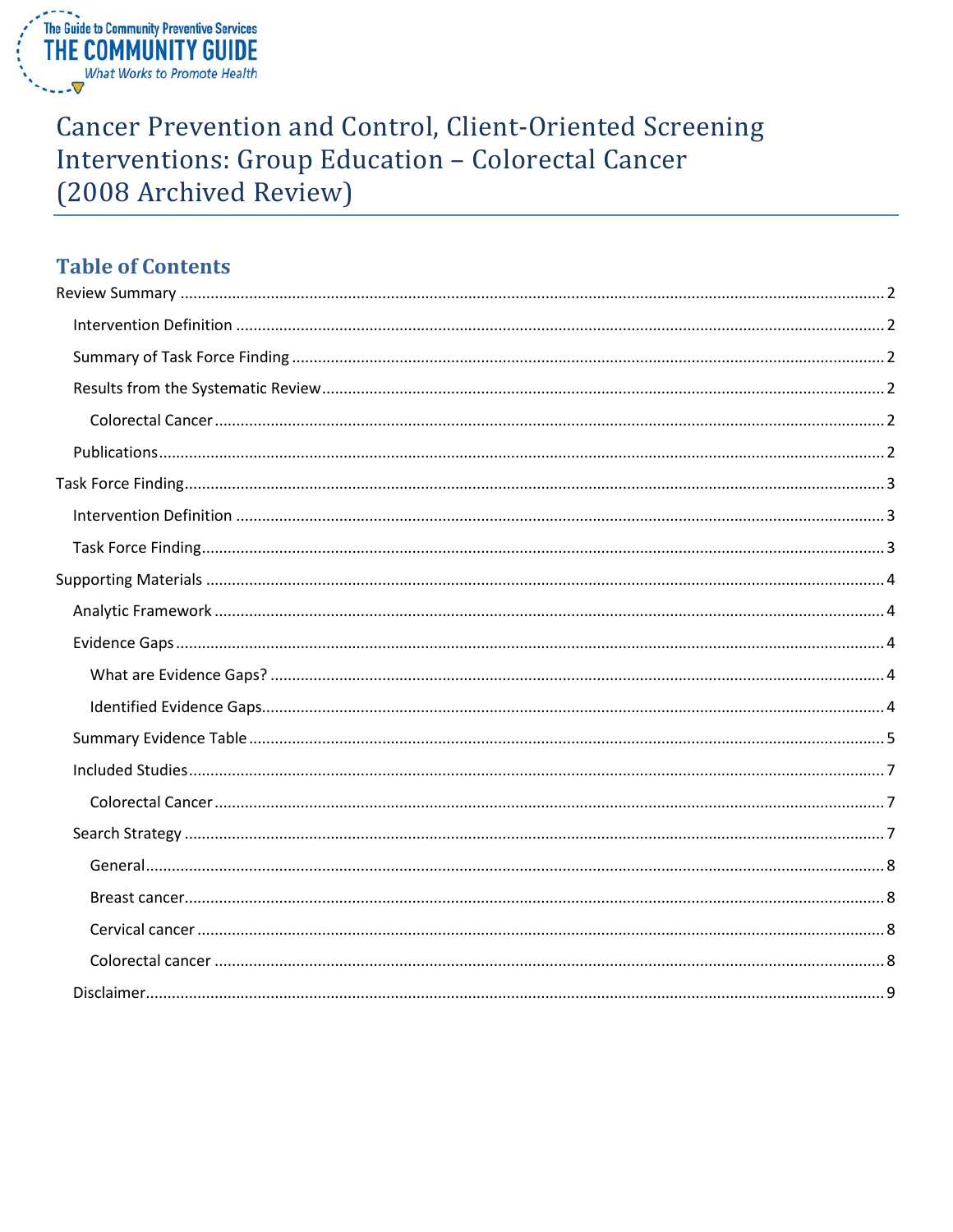The Guide to Community Preventive Services
THE COMMUNITY GUIDE
*What Works to Promote Health*

# Cancer Prevention and Control, Client-Oriented Screening Interventions: Group Education – Colorectal Cancer (2008 Archived Review)

## Table of Contents

Review Summary ..... 2
- Intervention Definition ..... 2
- Summary of Task Force Finding ..... 2
- Results from the Systematic Review ..... 2
  - Colorectal Cancer ..... 2
- Publications ..... 2

Task Force Finding ..... 3
- Intervention Definition ..... 3
- Task Force Finding ..... 3

Supporting Materials ..... 4
- Analytic Framework ..... 4
- Evidence Gaps ..... 4
  - What are Evidence Gaps? ..... 4
  - Identified Evidence Gaps ..... 4
- Summary Evidence Table ..... 5
- Included Studies ..... 7
  - Colorectal Cancer ..... 7
- Search Strategy ..... 7
  - General ..... 8
  - Breast cancer ..... 8
  - Cervical cancer ..... 8
  - Colorectal cancer ..... 8
- Disclaimer ..... 9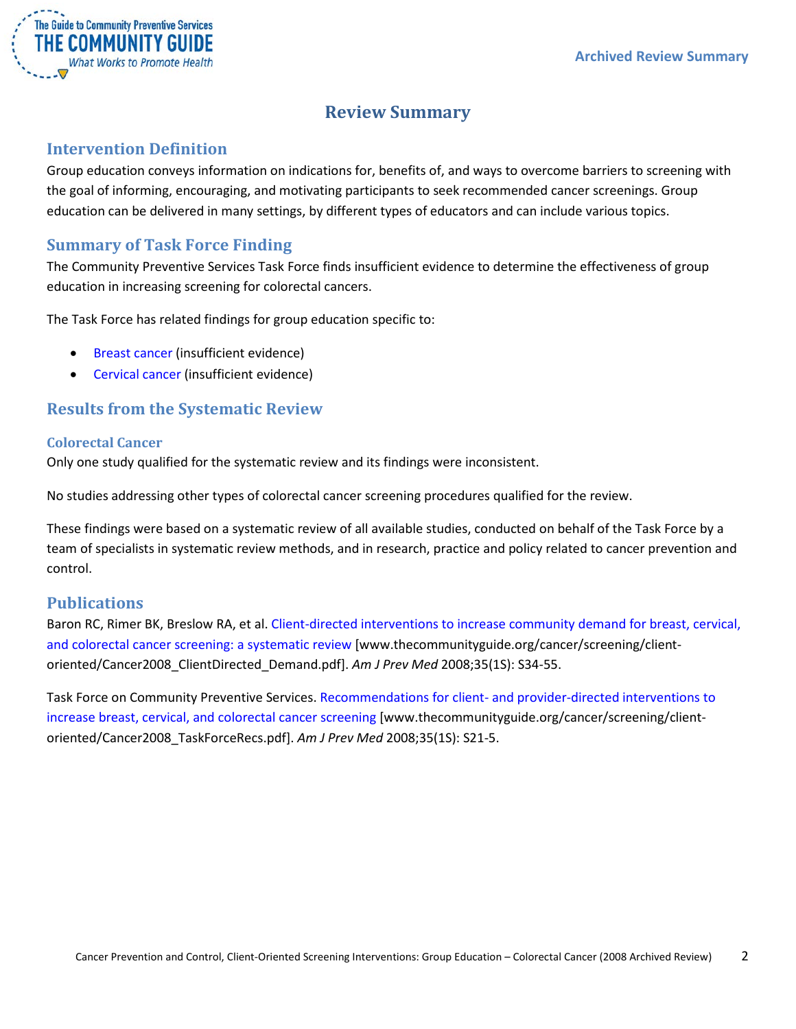# Review Summary

## Intervention Definition

Group education conveys information on indications for, benefits of, and ways to overcome barriers to screening with the goal of informing, encouraging, and motivating participants to seek recommended cancer screenings. Group education can be delivered in many settings, by different types of educators and can include various topics.

## Summary of Task Force Finding

The Community Preventive Services Task Force finds insufficient evidence to determine the effectiveness of group education in increasing screening for colorectal cancers.

The Task Force has related findings for group education specific to:

- Breast cancer (insufficient evidence)
- Cervical cancer (insufficient evidence)

## Results from the Systematic Review

### Colorectal Cancer

Only one study qualified for the systematic review and its findings were inconsistent.

No studies addressing other types of colorectal cancer screening procedures qualified for the review.

These findings were based on a systematic review of all available studies, conducted on behalf of the Task Force by a team of specialists in systematic review methods, and in research, practice and policy related to cancer prevention and control.

## Publications

Baron RC, Rimer BK, Breslow RA, et al. Client-directed interventions to increase community demand for breast, cervical, and colorectal cancer screening: a systematic review [www.thecommunityguide.org/cancer/screening/client-oriented/Cancer2008_ClientDirected_Demand.pdf]. *Am J Prev Med* 2008;35(1S): S34-55.

Task Force on Community Preventive Services. Recommendations for client- and provider-directed interventions to increase breast, cervical, and colorectal cancer screening [www.thecommunityguide.org/cancer/screening/client-oriented/Cancer2008_TaskForceRecs.pdf]. *Am J Prev Med* 2008;35(1S): S21-5.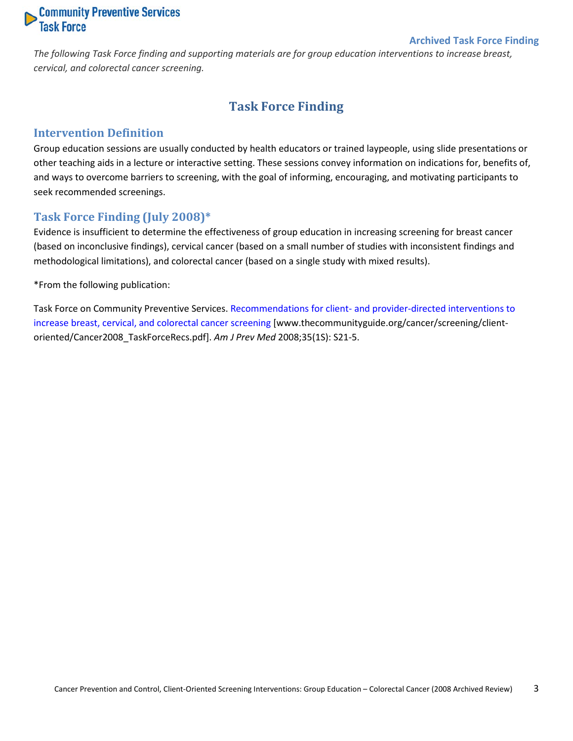Archived Task Force Finding

*The following Task Force finding and supporting materials are for group education interventions to increase breast, cervical, and colorectal cancer screening.*

# Task Force Finding

## Intervention Definition

Group education sessions are usually conducted by health educators or trained laypeople, using slide presentations or other teaching aids in a lecture or interactive setting. These sessions convey information on indications for, benefits of, and ways to overcome barriers to screening, with the goal of informing, encouraging, and motivating participants to seek recommended screenings.

## Task Force Finding (July 2008)*

Evidence is insufficient to determine the effectiveness of group education in increasing screening for breast cancer (based on inconclusive findings), cervical cancer (based on a small number of studies with inconsistent findings and methodological limitations), and colorectal cancer (based on a single study with mixed results).

*From the following publication:

Task Force on Community Preventive Services. Recommendations for client- and provider-directed interventions to increase breast, cervical, and colorectal cancer screening [www.thecommunityguide.org/cancer/screening/client-oriented/Cancer2008_TaskForceRecs.pdf]. *Am J Prev Med* 2008;35(1S): S21-5.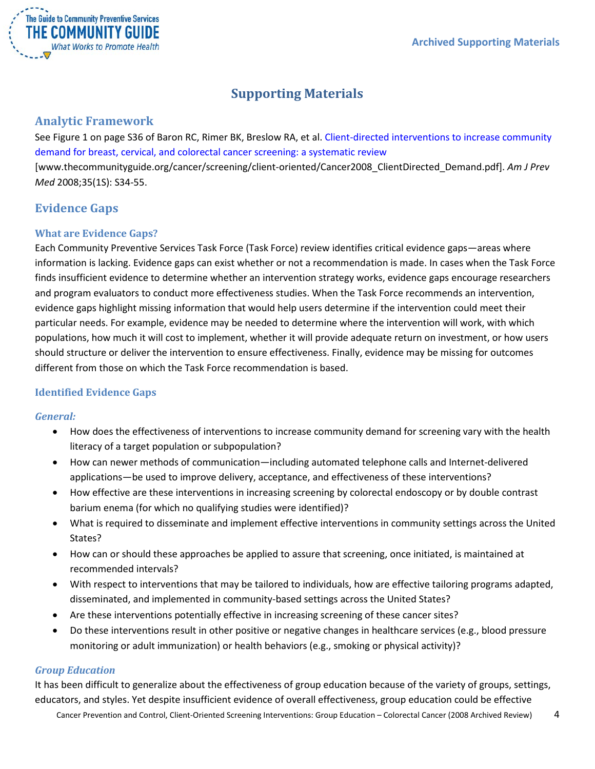# Supporting Materials

## Analytic Framework

See Figure 1 on page S36 of Baron RC, Rimer BK, Breslow RA, et al. Client-directed interventions to increase community demand for breast, cervical, and colorectal cancer screening: a systematic review [www.thecommunityguide.org/cancer/screening/client-oriented/Cancer2008_ClientDirected_Demand.pdf]. *Am J Prev Med* 2008;35(1S): S34-55.

## Evidence Gaps

### What are Evidence Gaps?

Each Community Preventive Services Task Force (Task Force) review identifies critical evidence gaps—areas where information is lacking. Evidence gaps can exist whether or not a recommendation is made. In cases when the Task Force finds insufficient evidence to determine whether an intervention strategy works, evidence gaps encourage researchers and program evaluators to conduct more effectiveness studies. When the Task Force recommends an intervention, evidence gaps highlight missing information that would help users determine if the intervention could meet their particular needs. For example, evidence may be needed to determine where the intervention will work, with which populations, how much it will cost to implement, whether it will provide adequate return on investment, or how users should structure or deliver the intervention to ensure effectiveness. Finally, evidence may be missing for outcomes different from those on which the Task Force recommendation is based.

### Identified Evidence Gaps

#### *General:*

- How does the effectiveness of interventions to increase community demand for screening vary with the health literacy of a target population or subpopulation?
- How can newer methods of communication—including automated telephone calls and Internet-delivered applications—be used to improve delivery, acceptance, and effectiveness of these interventions?
- How effective are these interventions in increasing screening by colorectal endoscopy or by double contrast barium enema (for which no qualifying studies were identified)?
- What is required to disseminate and implement effective interventions in community settings across the United States?
- How can or should these approaches be applied to assure that screening, once initiated, is maintained at recommended intervals?
- With respect to interventions that may be tailored to individuals, how are effective tailoring programs adapted, disseminated, and implemented in community-based settings across the United States?
- Are these interventions potentially effective in increasing screening of these cancer sites?
- Do these interventions result in other positive or negative changes in healthcare services (e.g., blood pressure monitoring or adult immunization) or health behaviors (e.g., smoking or physical activity)?

#### *Group Education*

It has been difficult to generalize about the effectiveness of group education because of the variety of groups, settings, educators, and styles. Yet despite insufficient evidence of overall effectiveness, group education could be effective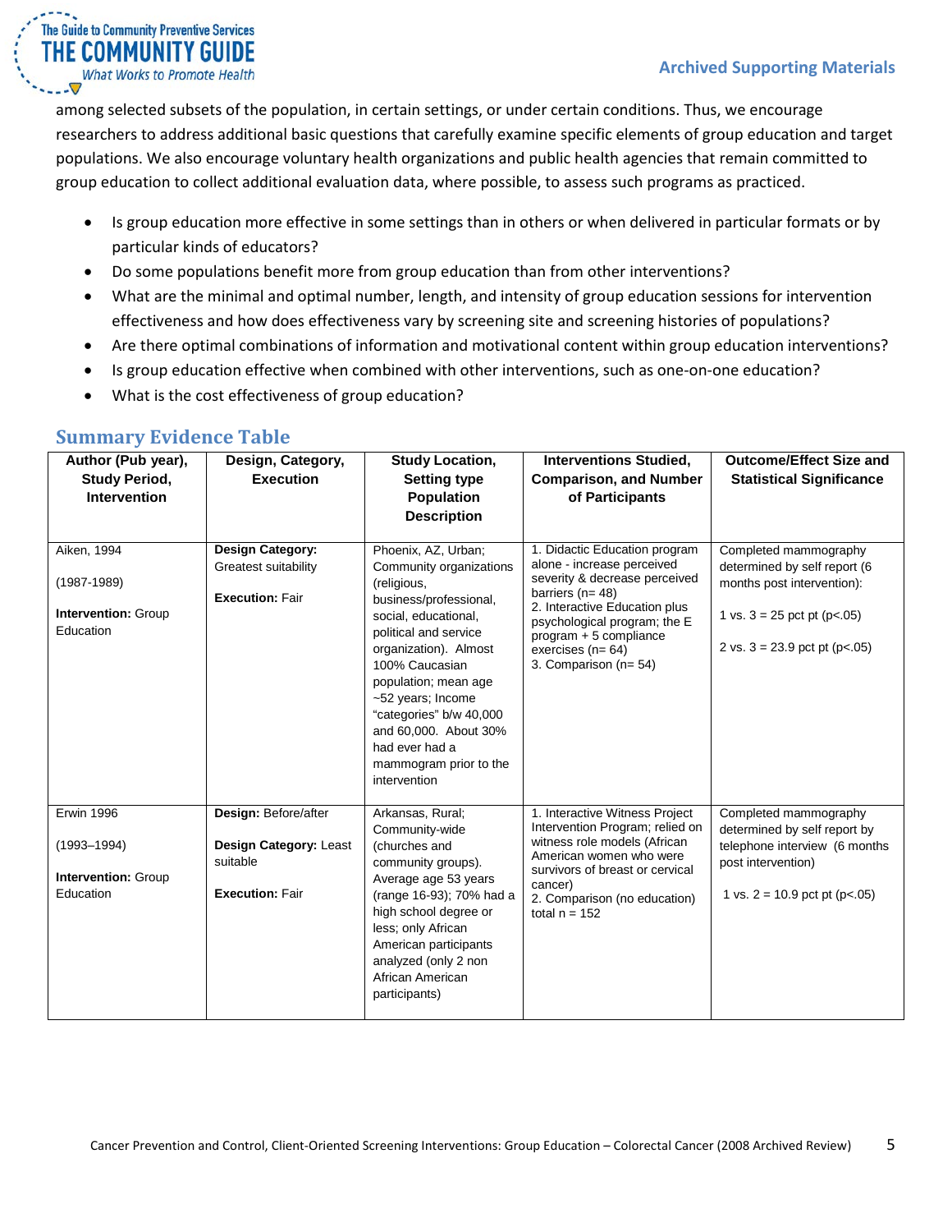among selected subsets of the population, in certain settings, or under certain conditions. Thus, we encourage researchers to address additional basic questions that carefully examine specific elements of group education and target populations. We also encourage voluntary health organizations and public health agencies that remain committed to group education to collect additional evaluation data, where possible, to assess such programs as practiced.

- Is group education more effective in some settings than in others or when delivered in particular formats or by particular kinds of educators?
- Do some populations benefit more from group education than from other interventions?
- What are the minimal and optimal number, length, and intensity of group education sessions for intervention effectiveness and how does effectiveness vary by screening site and screening histories of populations?
- Are there optimal combinations of information and motivational content within group education interventions?
- Is group education effective when combined with other interventions, such as one-on-one education?
- What is the cost effectiveness of group education?

## Summary Evidence Table

| Author (Pub year), Study Period, Intervention | Design, Category, Execution | Study Location, Setting type Population Description | Interventions Studied, Comparison, and Number of Participants | Outcome/Effect Size and Statistical Significance |
|---|---|---|---|---|
| Aiken, 1994<br><br>(1987-1989)<br><br>**Intervention:** Group Education | **Design Category:** Greatest suitability<br><br>**Execution:** Fair | Phoenix, AZ, Urban; Community organizations (religious, business/professional, social, educational, political and service organization). Almost 100% Caucasian population; mean age ~52 years; Income "categories" b/w 40,000 and 60,000. About 30% had ever had a mammogram prior to the intervention | 1. Didactic Education program alone - increase perceived severity & decrease perceived barriers (n= 48)<br>2. Interactive Education plus psychological program; the E program + 5 compliance exercises (n= 64)<br>3. Comparison (n= 54) | Completed mammography determined by self report (6 months post intervention):<br><br>1 vs. 3 = 25 pct pt (p<.05)<br><br>2 vs. 3 = 23.9 pct pt (p<.05) |
| Erwin 1996<br><br>(1993–1994)<br><br>**Intervention:** Group Education | **Design:** Before/after<br><br>**Design Category:** Least suitable<br><br>**Execution:** Fair | Arkansas, Rural; Community-wide (churches and community groups). Average age 53 years (range 16-93); 70% had a high school degree or less; only African American participants analyzed (only 2 non African American participants) | 1. Interactive Witness Project Intervention Program; relied on witness role models (African American women who were survivors of breast or cervical cancer)<br>2. Comparison (no education)<br>total n = 152 | Completed mammography determined by self report by telephone interview (6 months post intervention)<br><br>1 vs. 2 = 10.9 pct pt (p<.05) |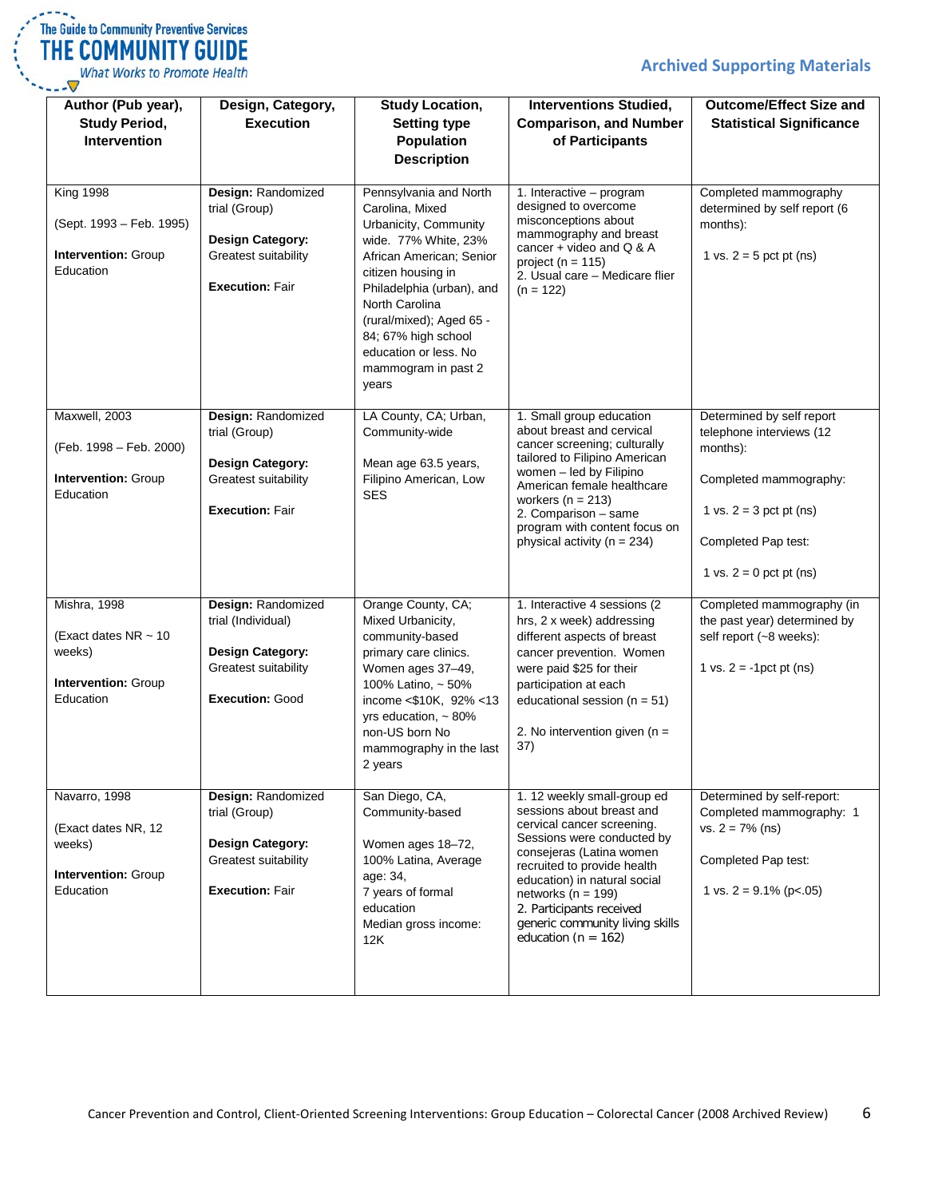| Author (Pub year), Study Period, Intervention | Design, Category, Execution | Study Location, Setting type Population Description | Interventions Studied, Comparison, and Number of Participants | Outcome/Effect Size and Statistical Significance |
|---|---|---|---|---|
| King 1998<br><br>(Sept. 1993 – Feb. 1995)<br><br>**Intervention:** Group Education | **Design:** Randomized trial (Group)<br><br>**Design Category:** Greatest suitability<br><br>**Execution:** Fair | Pennsylvania and North Carolina, Mixed Urbanicity, Community wide. 77% White, 23% African American; Senior citizen housing in Philadelphia (urban), and North Carolina (rural/mixed); Aged 65 - 84; 67% high school education or less. No mammogram in past 2 years | 1. Interactive – program designed to overcome misconceptions about mammography and breast cancer + video and Q & A project (n = 115)<br>2. Usual care – Medicare flier (n = 122) | Completed mammography determined by self report (6 months):<br><br>1 vs. 2 = 5 pct pt (ns) |
| Maxwell, 2003<br><br>(Feb. 1998 – Feb. 2000)<br><br>**Intervention:** Group Education | **Design:** Randomized trial (Group)<br><br>**Design Category:** Greatest suitability<br><br>**Execution:** Fair | LA County, CA; Urban, Community-wide<br><br>Mean age 63.5 years, Filipino American, Low SES | 1. Small group education about breast and cervical cancer screening; culturally tailored to Filipino American women – led by Filipino American female healthcare workers (n = 213)<br>2. Comparison – same program with content focus on physical activity (n = 234) | Determined by self report telephone interviews (12 months):<br><br>Completed mammography:<br><br>1 vs. 2 = 3 pct pt (ns)<br><br>Completed Pap test:<br><br>1 vs. 2 = 0 pct pt (ns) |
| Mishra, 1998<br><br>(Exact dates NR ~ 10 weeks)<br><br>**Intervention:** Group Education | **Design:** Randomized trial (Individual)<br><br>**Design Category:** Greatest suitability<br><br>**Execution:** Good | Orange County, CA; Mixed Urbanicity, community-based primary care clinics. Women ages 37–49, 100% Latino, ~ 50% income <$10K, 92% <13 yrs education, ~ 80% non-US born No mammography in the last 2 years | 1. Interactive 4 sessions (2 hrs, 2 x week) addressing different aspects of breast cancer prevention. Women were paid $25 for their participation at each educational session (n = 51)<br><br>2. No intervention given (n = 37) | Completed mammography (in the past year) determined by self report (~8 weeks):<br><br>1 vs. 2 = -1pct pt (ns) |
| Navarro, 1998<br><br>(Exact dates NR, 12 weeks)<br><br>**Intervention:** Group Education | **Design:** Randomized trial (Group)<br><br>**Design Category:** Greatest suitability<br><br>**Execution:** Fair | San Diego, CA, Community-based<br><br>Women ages 18–72, 100% Latina, Average age: 34,<br>7 years of formal education<br>Median gross income: 12K | 1. 12 weekly small-group ed sessions about breast and cervical cancer screening. Sessions were conducted by consejeras (Latina women recruited to provide health education) in natural social networks (n = 199)<br>2. Participants received generic community living skills education (n = 162) | Determined by self-report: Completed mammography: 1 vs. 2 = 7% (ns)<br><br>Completed Pap test:<br><br>1 vs. 2 = 9.1% (p<.05) |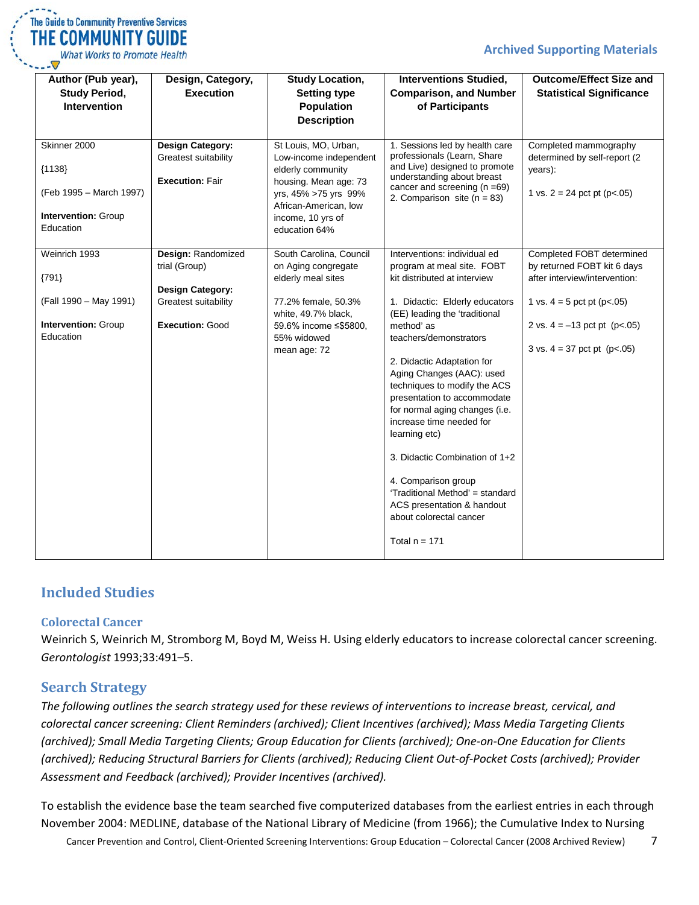| Author (Pub year), Study Period, Intervention | Design, Category, Execution | Study Location, Setting type Population Description | Interventions Studied, Comparison, and Number of Participants | Outcome/Effect Size and Statistical Significance |
|---|---|---|---|---|
| Skinner 2000<br><br>{1138}<br><br>(Feb 1995 – March 1997)<br><br>**Intervention:** Group Education | **Design Category:** Greatest suitability<br><br>**Execution:** Fair | St Louis, MO, Urban, Low-income independent elderly community housing. Mean age: 73 yrs, 45% >75 yrs 99% African-American, low income, 10 yrs of education 64% | 1. Sessions led by health care professionals (Learn, Share and Live) designed to promote understanding about breast cancer and screening (n =69)<br>2. Comparison site (n = 83) | Completed mammography determined by self-report (2 years):<br><br>1 vs. 2 = 24 pct pt (p<.05) |
| Weinrich 1993<br><br>{791}<br><br>(Fall 1990 – May 1991)<br><br>**Intervention:** Group Education | **Design:** Randomized trial (Group)<br><br>**Design Category:** Greatest suitability<br><br>**Execution:** Good | South Carolina, Council on Aging congregate elderly meal sites<br><br>77.2% female, 50.3% white, 49.7% black, 59.6% income ≤$5800, 55% widowed mean age: 72 | Interventions: individual ed program at meal site. FOBT kit distributed at interview<br><br>1. Didactic: Elderly educators (EE) leading the 'traditional method' as teachers/demonstrators<br><br>2. Didactic Adaptation for Aging Changes (AAC): used techniques to modify the ACS presentation to accommodate for normal aging changes (i.e. increase time needed for learning etc)<br><br>3. Didactic Combination of 1+2<br><br>4. Comparison group 'Traditional Method' = standard ACS presentation & handout about colorectal cancer<br><br>Total n = 171 | Completed FOBT determined by returned FOBT kit 6 days after interview/intervention:<br><br>1 vs. 4 = 5 pct pt (p<.05)<br><br>2 vs. 4 = –13 pct pt (p<.05)<br><br>3 vs. 4 = 37 pct pt (p<.05) |

## Included Studies

### Colorectal Cancer

Weinrich S, Weinrich M, Stromborg M, Boyd M, Weiss H. Using elderly educators to increase colorectal cancer screening. *Gerontologist* 1993;33:491–5.

## Search Strategy

*The following outlines the search strategy used for these reviews of interventions to increase breast, cervical, and colorectal cancer screening: Client Reminders (archived); Client Incentives (archived); Mass Media Targeting Clients (archived); Small Media Targeting Clients; Group Education for Clients (archived); One-on-One Education for Clients (archived); Reducing Structural Barriers for Clients (archived); Reducing Client Out-of-Pocket Costs (archived); Provider Assessment and Feedback (archived); Provider Incentives (archived).*

To establish the evidence base the team searched five computerized databases from the earliest entries in each through November 2004: MEDLINE, database of the National Library of Medicine (from 1966); the Cumulative Index to Nursing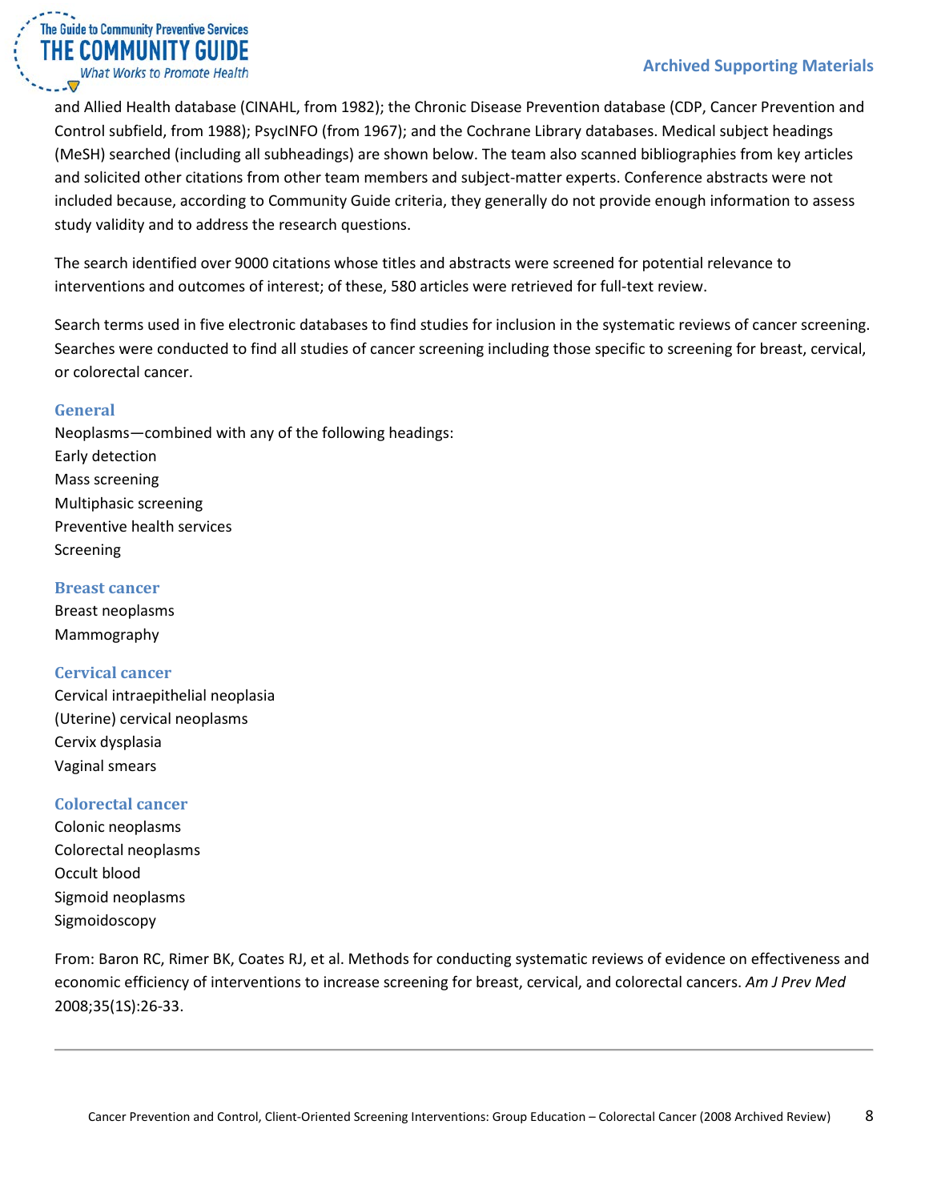and Allied Health database (CINAHL, from 1982); the Chronic Disease Prevention database (CDP, Cancer Prevention and Control subfield, from 1988); PsycINFO (from 1967); and the Cochrane Library databases. Medical subject headings (MeSH) searched (including all subheadings) are shown below. The team also scanned bibliographies from key articles and solicited other citations from other team members and subject-matter experts. Conference abstracts were not included because, according to Community Guide criteria, they generally do not provide enough information to assess study validity and to address the research questions.

The search identified over 9000 citations whose titles and abstracts were screened for potential relevance to interventions and outcomes of interest; of these, 580 articles were retrieved for full-text review.

Search terms used in five electronic databases to find studies for inclusion in the systematic reviews of cancer screening. Searches were conducted to find all studies of cancer screening including those specific to screening for breast, cervical, or colorectal cancer.

### General

Neoplasms—combined with any of the following headings:
Early detection
Mass screening
Multiphasic screening
Preventive health services
Screening

### Breast cancer

Breast neoplasms
Mammography

### Cervical cancer

Cervical intraepithelial neoplasia
(Uterine) cervical neoplasms
Cervix dysplasia
Vaginal smears

### Colorectal cancer

Colonic neoplasms
Colorectal neoplasms
Occult blood
Sigmoid neoplasms
Sigmoidoscopy

From: Baron RC, Rimer BK, Coates RJ, et al. Methods for conducting systematic reviews of evidence on effectiveness and economic efficiency of interventions to increase screening for breast, cervical, and colorectal cancers. *Am J Prev Med* 2008;35(1S):26-33.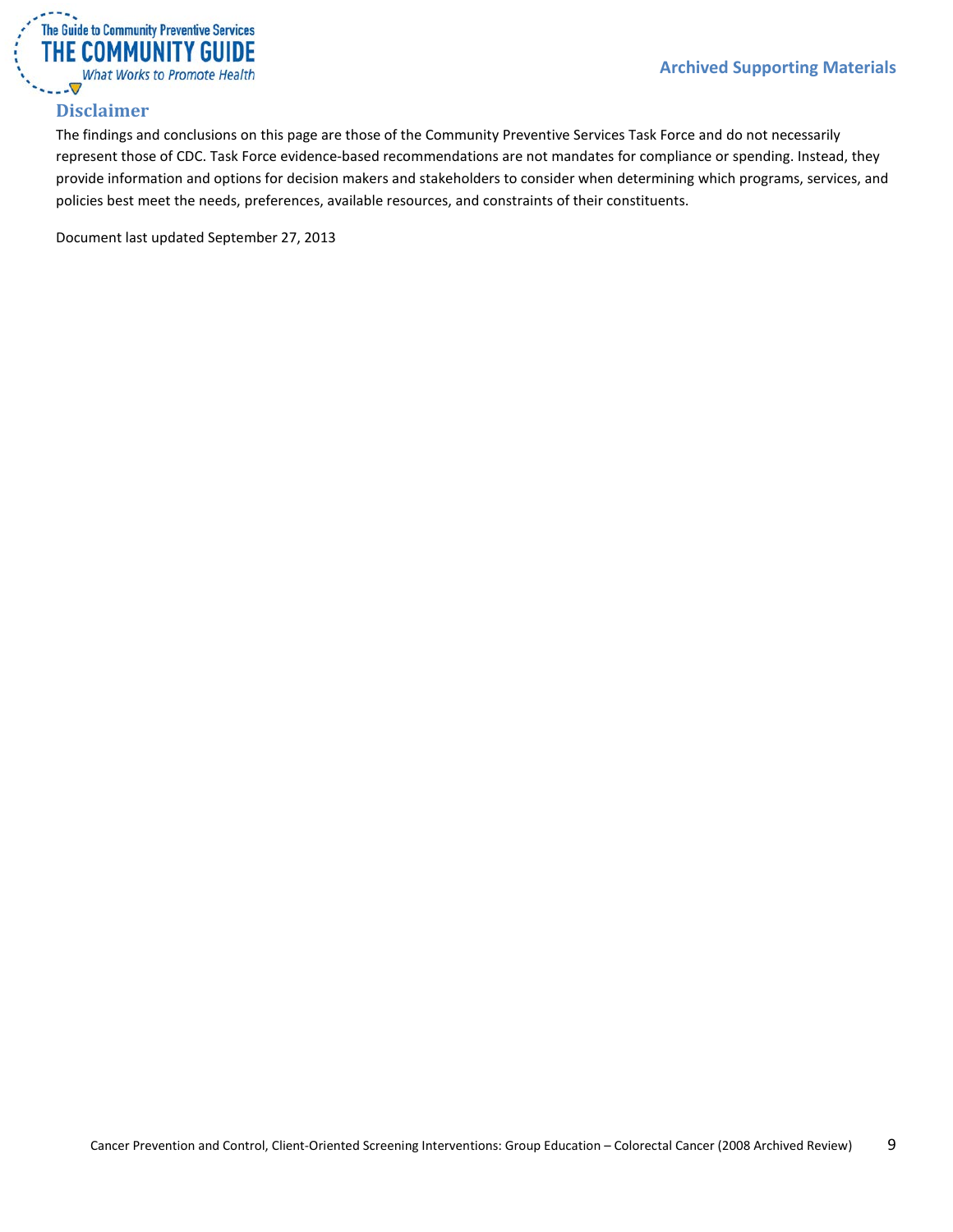## Disclaimer

The findings and conclusions on this page are those of the Community Preventive Services Task Force and do not necessarily represent those of CDC. Task Force evidence-based recommendations are not mandates for compliance or spending. Instead, they provide information and options for decision makers and stakeholders to consider when determining which programs, services, and policies best meet the needs, preferences, available resources, and constraints of their constituents.

Document last updated September 27, 2013